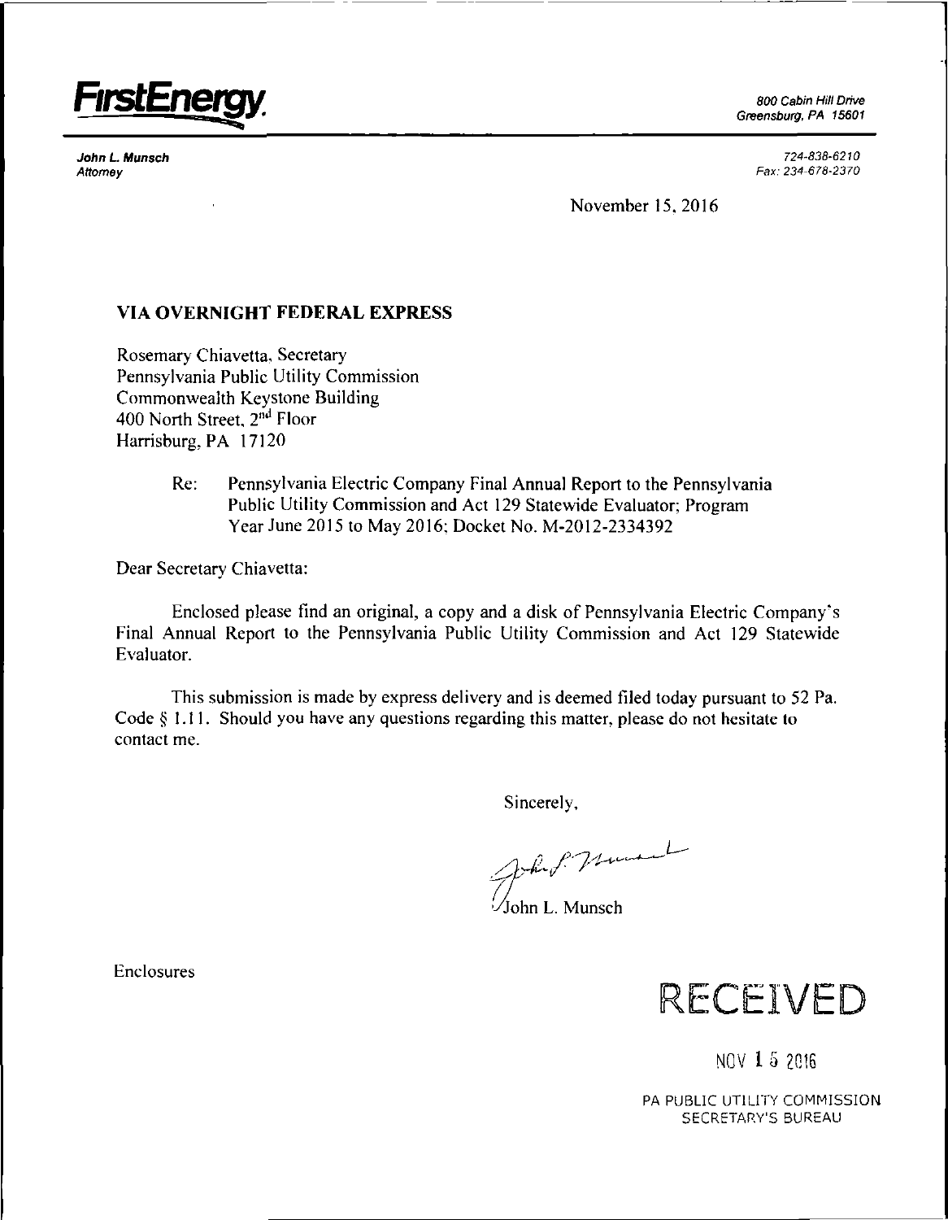**FirstEnergy**

*800 Cabin Hill Drive*
*Greensburg, PA 15601*

***John L. Munsch***
*Attorney*

*724-838-6210*
*Fax: 234-678-2370*

November 15, 2016

**VIA OVERNIGHT FEDERAL EXPRESS**

Rosemary Chiavetta, Secretary
Pennsylvania Public Utility Commission
Commonwealth Keystone Building
400 North Street, 2nd Floor
Harrisburg, PA 17120

Re: Pennsylvania Electric Company Final Annual Report to the Pennsylvania Public Utility Commission and Act 129 Statewide Evaluator; Program Year June 2015 to May 2016; Docket No. M-2012-2334392

Dear Secretary Chiavetta:

Enclosed please find an original, a copy and a disk of Pennsylvania Electric Company's Final Annual Report to the Pennsylvania Public Utility Commission and Act 129 Statewide Evaluator.

This submission is made by express delivery and is deemed filed today pursuant to 52 Pa. Code § 1.11. Should you have any questions regarding this matter, please do not hesitate to contact me.

Sincerely,

John L. Munsch

Enclosures

RECEIVED

NOV 15 2016

PA PUBLIC UTILITY COMMISSION
SECRETARY'S BUREAU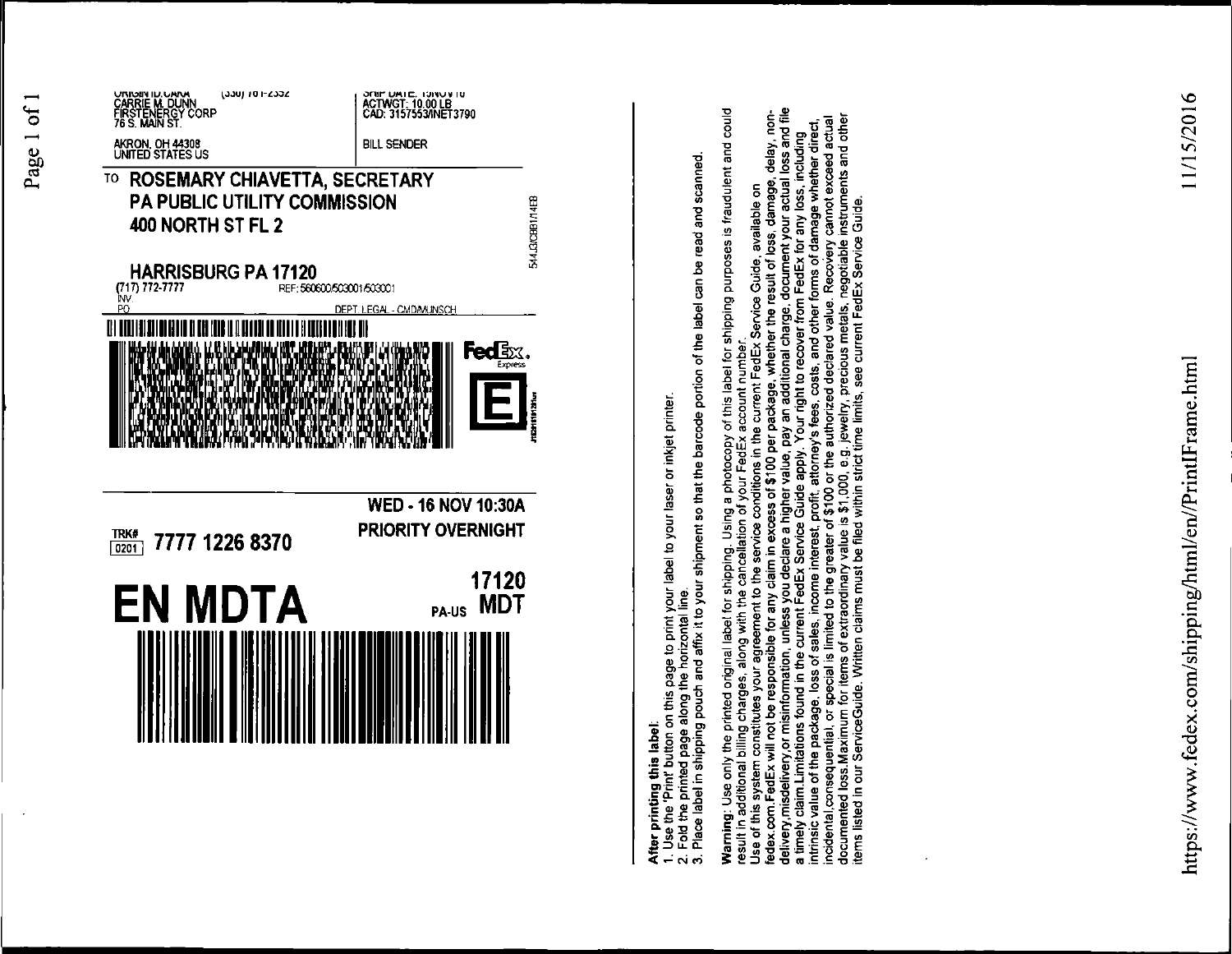ORIGIN ID:CAKA (330) 761-2332
CARRIE M. DUNN
FIRSTENERGY CORP
76 S. MAIN ST.

AKRON, OH 44308
UNITED STATES US

SHIP DATE: 15NOV16
ACTWGT: 10.00 LB
CAD: 3157553/INET3790

BILL SENDER

TO **ROSEMARY CHIAVETTA, SECRETARY**
**PA PUBLIC UTILITY COMMISSION**
**400 NORTH ST FL 2**

**HARRISBURG PA 17120**

(717) 772-7777 REF: 560600/503001/503001
INV:
PO: DEPT: LEGAL - CMD/MUNSCH

544J3/CBB1/14EB

FedEx Express

E

**WED - 16 NOV 10:30A**
**PRIORITY OVERNIGHT**

TRK# 0201 **7777 1226 8370**

**EN MDTA**

**17120**
PA-US **MDT**

**After printing this label:**

1. Use the 'Print' button on this page to print your label to your laser or inkjet printer.
2. Fold the printed page along the horizontal line.
3. Place label in shipping pouch and affix it to your shipment so that the barcode portion of the label can be read and scanned.

**Warning**: Use only the printed original label for shipping. Using a photocopy of this label for shipping purposes is fraudulent and could result in additional billing charges, along with the cancellation of your FedEx account number.
Use of this system constitutes your agreement to the service conditions in the current FedEx Service Guide, available on fedex.com.FedEx will not be responsible for any claim in excess of $100 per package, whether the result of loss, damage, delay, non-delivery,misdelivery,or misinformation, unless you declare a higher value, pay an additional charge, document your actual loss and file a timely claim.Limitations found in the current FedEx Service Guide apply. Your right to recover from FedEx for any loss, including intrinsic value of the package, loss of sales, income interest, profit, attorney's fees, costs, and other forms of damage whether direct, incidental,consequential, or special is limited to the greater of $100 or the authorized declared value. Recovery cannot exceed actual documented loss.Maximum for items of extraordinary value is $1,000, e.g. jewelry, precious metals, negotiable instruments and other items listed in our ServiceGuide. Written claims must be filed within strict time limits, see current FedEx Service Guide.